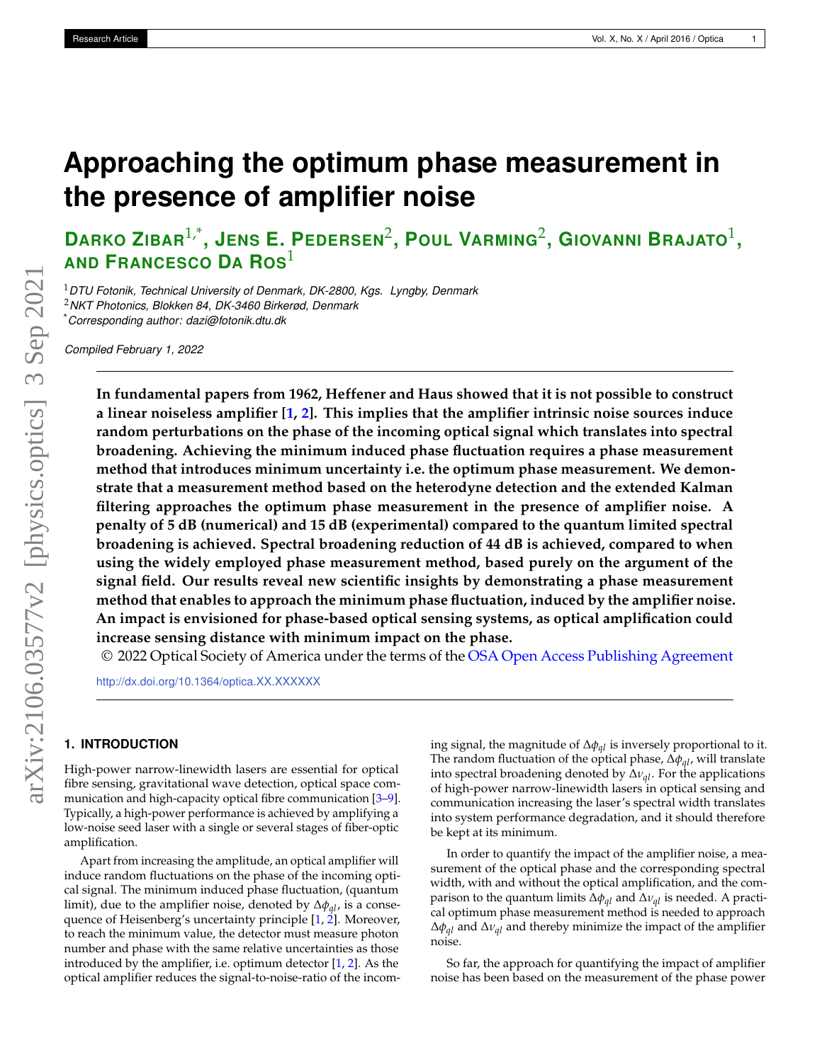# Approaching the optimum phase measurement in the presence of amplifier noise

**Darko Zibar[1,*], Jens E. Pedersen[2], Poul Varming[2], Giovanni Brajato[1], and Francesco Da Ros[1]**

[1] *DTU Fotonik, Technical University of Denmark, DK-2800, Kgs. Lyngby, Denmark*
[2] *NKT Photonics, Blokken 84, DK-3460 Birkerød, Denmark*
[*] *Corresponding author: dazi@fotonik.dtu.dk*

*Compiled February 1, 2022*

**In fundamental papers from 1962, Heffener and Haus showed that it is not possible to construct a linear noiseless amplifier [1, 2]. This implies that the amplifier intrinsic noise sources induce random perturbations on the phase of the incoming optical signal which translates into spectral broadening. Achieving the minimum induced phase fluctuation requires a phase measurement method that introduces minimum uncertainty i.e. the optimum phase measurement. We demonstrate that a measurement method based on the heterodyne detection and the extended Kalman filtering approaches the optimum phase measurement in the presence of amplifier noise. A penalty of 5 dB (numerical) and 15 dB (experimental) compared to the quantum limited spectral broadening is achieved. Spectral broadening reduction of 44 dB is achieved, compared to when using the widely employed phase measurement method, based purely on the argument of the signal field. Our results reveal new scientific insights by demonstrating a phase measurement method that enables to approach the minimum phase fluctuation, induced by the amplifier noise. An impact is envisioned for phase-based optical sensing systems, as optical amplification could increase sensing distance with minimum impact on the phase.**

© 2022 Optical Society of America under the terms of the OSA Open Access Publishing Agreement

http://dx.doi.org/10.1364/optica.XX.XXXXXX

## 1. INTRODUCTION

High-power narrow-linewidth lasers are essential for optical fibre sensing, gravitational wave detection, optical space communication and high-capacity optical fibre communication [3–9]. Typically, a high-power performance is achieved by amplifying a low-noise seed laser with a single or several stages of fiber-optic amplification.

Apart from increasing the amplitude, an optical amplifier will induce random fluctuations on the phase of the incoming optical signal. The minimum induced phase fluctuation, (quantum limit), due to the amplifier noise, denoted by $\Delta\phi_{ql}$, is a consequence of Heisenberg's uncertainty principle [1, 2]. Moreover, to reach the minimum value, the detector must measure photon number and phase with the same relative uncertainties as those introduced by the amplifier, i.e. optimum detector [1, 2]. As the optical amplifier reduces the signal-to-noise-ratio of the incoming signal, the magnitude of $\Delta\phi_{ql}$ is inversely proportional to it. The random fluctuation of the optical phase, $\Delta\phi_{ql}$, will translate into spectral broadening denoted by $\Delta\nu_{ql}$. For the applications of high-power narrow-linewidth lasers in optical sensing and communication increasing the laser's spectral width translates into system performance degradation, and it should therefore be kept at its minimum.

In order to quantify the impact of the amplifier noise, a measurement of the optical phase and the corresponding spectral width, with and without the optical amplification, and the comparison to the quantum limits $\Delta\phi_{ql}$ and $\Delta\nu_{ql}$ is needed. A practical optimum phase measurement method is needed to approach $\Delta\phi_{ql}$ and $\Delta\nu_{ql}$ and thereby minimize the impact of the amplifier noise.

So far, the approach for quantifying the impact of amplifier noise has been based on the measurement of the phase power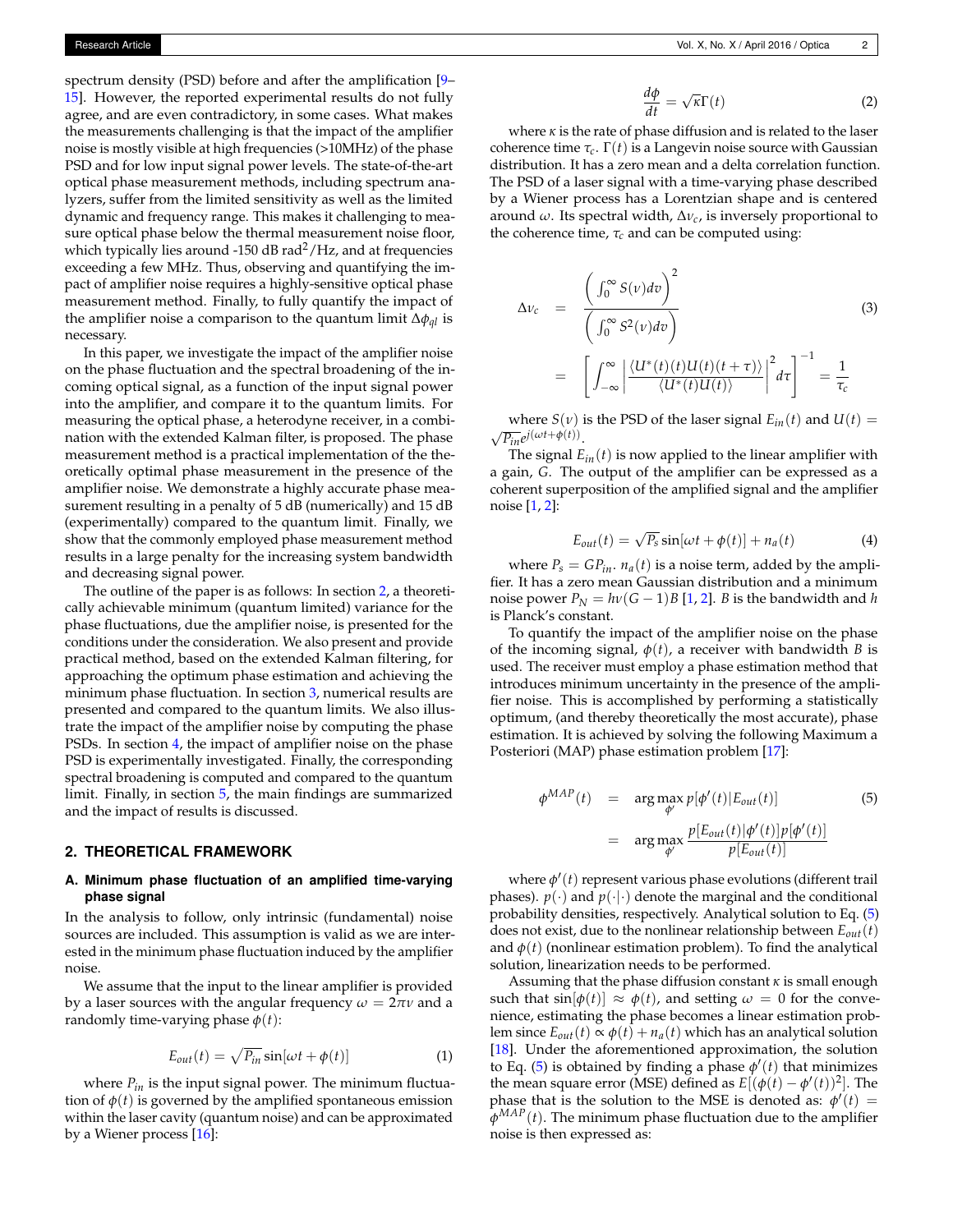spectrum density (PSD) before and after the amplification [9–15]. However, the reported experimental results do not fully agree, and are even contradictory, in some cases. What makes the measurements challenging is that the impact of the amplifier noise is mostly visible at high frequencies (>10MHz) of the phase PSD and for low input signal power levels. The state-of-the-art optical phase measurement methods, including spectrum analyzers, suffer from the limited sensitivity as well as the limited dynamic and frequency range. This makes it challenging to measure optical phase below the thermal measurement noise floor, which typically lies around -150 dB rad$^2$/Hz, and at frequencies exceeding a few MHz. Thus, observing and quantifying the impact of amplifier noise requires a highly-sensitive optical phase measurement method. Finally, to fully quantify the impact of the amplifier noise a comparison to the quantum limit $\Delta\phi_{ql}$ is necessary.

In this paper, we investigate the impact of the amplifier noise on the phase fluctuation and the spectral broadening of the incoming optical signal, as a function of the input signal power into the amplifier, and compare it to the quantum limits. For measuring the optical phase, a heterodyne receiver, in a combination with the extended Kalman filter, is proposed. The phase measurement method is a practical implementation of the theoretically optimal phase measurement in the presence of the amplifier noise. We demonstrate a highly accurate phase measurement resulting in a penalty of 5 dB (numerically) and 15 dB (experimentally) compared to the quantum limit. Finally, we show that the commonly employed phase measurement method results in a large penalty for the increasing system bandwidth and decreasing signal power.

The outline of the paper is as follows: In section 2, a theoretically achievable minimum (quantum limited) variance for the phase fluctuations, due the amplifier noise, is presented for the conditions under the consideration. We also present and provide practical method, based on the extended Kalman filtering, for approaching the optimum phase estimation and achieving the minimum phase fluctuation. In section 3, numerical results are presented and compared to the quantum limits. We also illustrate the impact of the amplifier noise by computing the phase PSDs. In section 4, the impact of amplifier noise on the phase PSD is experimentally investigated. Finally, the corresponding spectral broadening is computed and compared to the quantum limit. Finally, in section 5, the main findings are summarized and the impact of results is discussed.

## 2. THEORETICAL FRAMEWORK

### A. Minimum phase fluctuation of an amplified time-varying phase signal

In the analysis to follow, only intrinsic (fundamental) noise sources are included. This assumption is valid as we are interested in the minimum phase fluctuation induced by the amplifier noise.

We assume that the input to the linear amplifier is provided by a laser sources with the angular frequency $\omega = 2\pi\nu$ and a randomly time-varying phase $\phi(t)$:

$$E_{out}(t) = \sqrt{P_{in}} \sin[\omega t + \phi(t)] \tag{1}$$

where $P_{in}$ is the input signal power. The minimum fluctuation of $\phi(t)$ is governed by the amplified spontaneous emission within the laser cavity (quantum noise) and can be approximated by a Wiener process [16]:

$$\frac{d\phi}{dt} = \sqrt{\kappa}\Gamma(t) \tag{2}$$

where $\kappa$ is the rate of phase diffusion and is related to the laser coherence time $\tau_c$. $\Gamma(t)$ is a Langevin noise source with Gaussian distribution. It has a zero mean and a delta correlation function. The PSD of a laser signal with a time-varying phase described by a Wiener process has a Lorentzian shape and is centered around $\omega$. Its spectral width, $\Delta\nu_c$, is inversely proportional to the coherence time, $\tau_c$ and can be computed using:

$$\begin{aligned}
\Delta\nu_c &= \frac{\left(\int_0^\infty S(\nu)dv\right)^2}{\left(\int_0^\infty S^2(\nu)dv\right)} \\
&= \left[\int_{-\infty}^{\infty} \left|\frac{\langle U^*(t)(t)U(t)(t+\tau)\rangle}{\langle U^*(t)U(t)\rangle}\right|^2 d\tau\right]^{-1} = \frac{1}{\tau_c}
\end{aligned} \tag{3}$$

where $S(\nu)$ is the PSD of the laser signal $E_{in}(t)$ and $U(t) = \sqrt{P_{in}}e^{j(\omega t + \phi(t))}$.

The signal $E_{in}(t)$ is now applied to the linear amplifier with a gain, $G$. The output of the amplifier can be expressed as a coherent superposition of the amplified signal and the amplifier noise [1, 2]:

$$E_{out}(t) = \sqrt{P_s} \sin[\omega t + \phi(t)] + n_a(t) \tag{4}$$

where $P_s = GP_{in}$. $n_a(t)$ is a noise term, added by the amplifier. It has a zero mean Gaussian distribution and a minimum noise power $P_N = h\nu(G-1)B$ [1, 2]. $B$ is the bandwidth and $h$ is Planck's constant.

To quantify the impact of the amplifier noise on the phase of the incoming signal, $\phi(t)$, a receiver with bandwidth $B$ is used. The receiver must employ a phase estimation method that introduces minimum uncertainty in the presence of the amplifier noise. This is accomplished by performing a statistically optimum, (and thereby theoretically the most accurate), phase estimation. It is achieved by solving the following Maximum a Posteriori (MAP) phase estimation problem [17]:

$$\begin{aligned}
\phi^{MAP}(t) &= \arg\max_{\phi'} p[\phi'(t)|E_{out}(t)] \\
&= \arg\max_{\phi'} \frac{p[E_{out}(t)|\phi'(t)]p[\phi'(t)]}{p[E_{out}(t)]}
\end{aligned} \tag{5}$$

where $\phi'(t)$ represent various phase evolutions (different trail phases). $p(\cdot)$ and $p(\cdot|\cdot)$ denote the marginal and the conditional probability densities, respectively. Analytical solution to Eq. (5) does not exist, due to the nonlinear relationship between $E_{out}(t)$ and $\phi(t)$ (nonlinear estimation problem). To find the analytical solution, linearization needs to be performed.

Assuming that the phase diffusion constant $\kappa$ is small enough such that $\sin[\phi(t)] \approx \phi(t)$, and setting $\omega = 0$ for the convenience, estimating the phase becomes a linear estimation problem since $E_{out}(t) \propto \phi(t) + n_a(t)$ which has an analytical solution [18]. Under the aforementioned approximation, the solution to Eq. (5) is obtained by finding a phase $\phi'(t)$ that minimizes the mean square error (MSE) defined as $E[(\phi(t) - \phi'(t))^2]$. The phase that is the solution to the MSE is denoted as: $\phi'(t) = \phi^{MAP}(t)$. The minimum phase fluctuation due to the amplifier noise is then expressed as: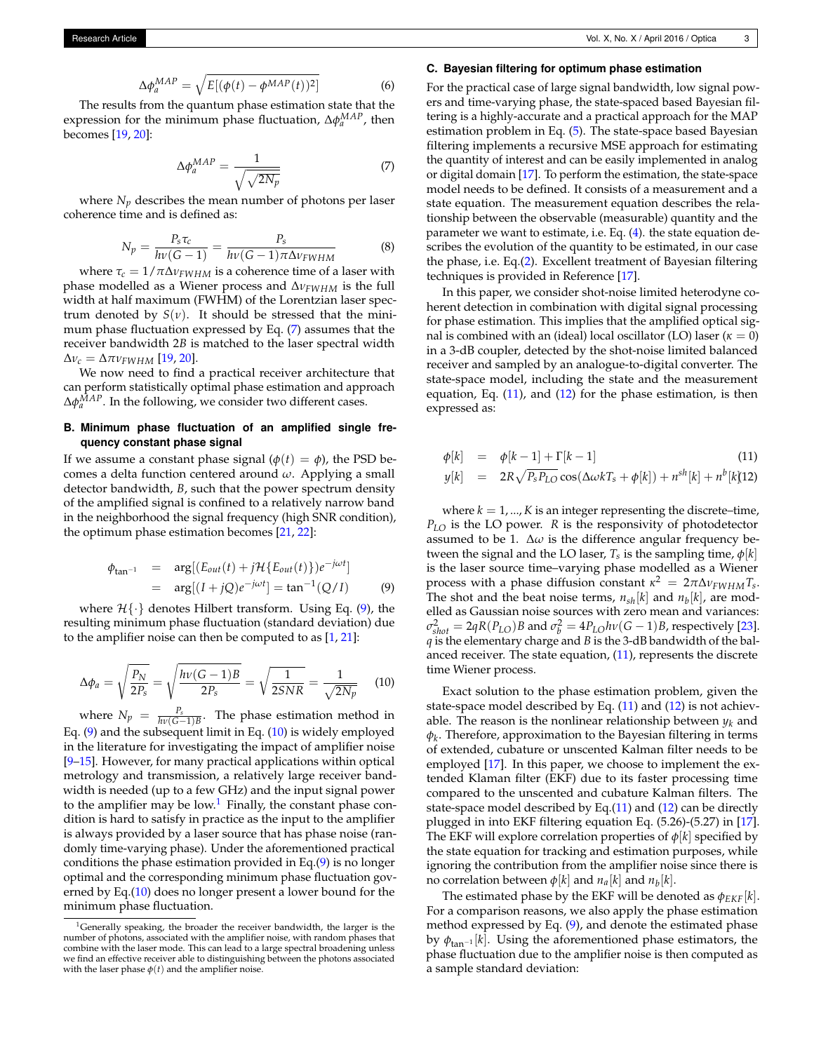$$\Delta\phi_a^{MAP} = \sqrt{E[(\phi(t) - \phi^{MAP}(t))^2]} \tag{6}$$

The results from the quantum phase estimation state that the expression for the minimum phase fluctuation, $\Delta\phi_a^{MAP}$, then becomes [19, 20]:

$$\Delta\phi_a^{MAP} = \frac{1}{\sqrt{\sqrt{2N_p}}} \tag{7}$$

where $N_p$ describes the mean number of photons per laser coherence time and is defined as:

$$N_p = \frac{P_s \tau_c}{h\nu(G-1)} = \frac{P_s}{h\nu(G-1)\pi\Delta\nu_{FWHM}} \tag{8}$$

where $\tau_c = 1/\pi\Delta\nu_{FWHM}$ is a coherence time of a laser with phase modelled as a Wiener process and $\Delta\nu_{FWHM}$ is the full width at half maximum (FWHM) of the Lorentzian laser spectrum denoted by $S(\nu)$. It should be stressed that the minimum phase fluctuation expressed by Eq. (7) assumes that the receiver bandwidth $2B$ is matched to the laser spectral width $\Delta\nu_c = \Delta\pi\nu_{FWHM}$ [19, 20].

We now need to find a practical receiver architecture that can perform statistically optimal phase estimation and approach $\Delta\phi_a^{MAP}$. In the following, we consider two different cases.

### B. Minimum phase fluctuation of an amplified single frequency constant phase signal

If we assume a constant phase signal ($\phi(t) = \phi$), the PSD becomes a delta function centered around $\omega$. Applying a small detector bandwidth, $B$, such that the power spectrum density of the amplified signal is confined to a relatively narrow band in the neighborhood the signal frequency (high SNR condition), the optimum phase estimation becomes [21, 22]:

$$\begin{aligned} \phi_{\tan^{-1}} &= \arg[(E_{out}(t) + j\mathcal{H}\{E_{out}(t)\})e^{-j\omega t}] \\ &= \arg[(I + jQ)e^{-j\omega t}] = \tan^{-1}(Q/I) \end{aligned} \tag{9}$$

where $\mathcal{H}\{\cdot\}$ denotes Hilbert transform. Using Eq. (9), the resulting minimum phase fluctuation (standard deviation) due to the amplifier noise can then be computed to as [1, 21]:

$$\Delta\phi_a = \sqrt{\frac{P_N}{2P_s}} = \sqrt{\frac{h\nu(G-1)B}{2P_s}} = \sqrt{\frac{1}{2SNR}} = \frac{1}{\sqrt{2N_p}} \tag{10}$$

where $N_p = \frac{P_s}{h\nu(G-1)B}$. The phase estimation method in Eq. (9) and the subsequent limit in Eq. (10) is widely employed in the literature for investigating the impact of amplifier noise [9–15]. However, for many practical applications within optical metrology and transmission, a relatively large receiver bandwidth is needed (up to a few GHz) and the input signal power to the amplifier may be low.[1] Finally, the constant phase condition is hard to satisfy in practice as the input to the amplifier is always provided by a laser source that has phase noise (randomly time-varying phase). Under the aforementioned practical conditions the phase estimation provided in Eq.(9) is no longer optimal and the corresponding minimum phase fluctuation governed by Eq.(10) does no longer present a lower bound for the minimum phase fluctuation.

[1] Generally speaking, the broader the receiver bandwidth, the larger is the number of photons, associated with the amplifier noise, with random phases that combine with the laser mode. This can lead to a large spectral broadening unless we find an effective receiver able to distinguishing between the photons associated with the laser phase $\phi(t)$ and the amplifier noise.

### C. Bayesian filtering for optimum phase estimation

For the practical case of large signal bandwidth, low signal powers and time-varying phase, the state-spaced based Bayesian filtering is a highly-accurate and a practical approach for the MAP estimation problem in Eq. (5). The state-space based Bayesian filtering implements a recursive MSE approach for estimating the quantity of interest and can be easily implemented in analog or digital domain [17]. To perform the estimation, the state-space model needs to be defined. It consists of a measurement and a state equation. The measurement equation describes the relationship between the observable (measurable) quantity and the parameter we want to estimate, i.e. Eq. (4). the state equation describes the evolution of the quantity to be estimated, in our case the phase, i.e. Eq.(2). Excellent treatment of Bayesian filtering techniques is provided in Reference [17].

In this paper, we consider shot-noise limited heterodyne coherent detection in combination with digital signal processing for phase estimation. This implies that the amplified optical signal is combined with an (ideal) local oscillator (LO) laser ($\kappa = 0$) in a 3-dB coupler, detected by the shot-noise limited balanced receiver and sampled by an analogue-to-digital converter. The state-space model, including the state and the measurement equation, Eq. (11), and (12) for the phase estimation, is then expressed as:

$$\phi[k] = \phi[k-1] + \Gamma[k-1] \tag{11}$$

$$y[k] = 2R\sqrt{P_s P_{LO}}\cos(\Delta\omega k T_s + \phi[k]) + n^{sh}[k] + n^b[k] \tag{12}$$

where $k = 1, ..., K$ is an integer representing the discrete–time, $P_{LO}$ is the LO power. $R$ is the responsivity of photodetector assumed to be 1. $\Delta\omega$ is the difference angular frequency between the signal and the LO laser, $T_s$ is the sampling time, $\phi[k]$ is the laser source time–varying phase modelled as a Wiener process with a phase diffusion constant $\kappa^2 = 2\pi\Delta\nu_{FWHM}T_s$. The shot and the beat noise terms, $n_{sh}[k]$ and $n_b[k]$, are modelled as Gaussian noise sources with zero mean and variances: $\sigma^2_{shot} = 2qR(P_{LO})B$ and $\sigma^2_b = 4P_{LO}h\nu(G-1)B$, respectively [23]. $q$ is the elementary charge and $B$ is the 3-dB bandwidth of the balanced receiver. The state equation, (11), represents the discrete time Wiener process.

Exact solution to the phase estimation problem, given the state-space model described by Eq. (11) and (12) is not achievable. The reason is the nonlinear relationship between $y_k$ and $\phi_k$. Therefore, approximation to the Bayesian filtering in terms of extended, cubature or unscented Kalman filter needs to be employed [17]. In this paper, we choose to implement the extended Klaman filter (EKF) due to its faster processing time compared to the unscented and cubature Kalman filters. The state-space model described by Eq.(11) and (12) can be directly plugged in into EKF filtering equation Eq. (5.26)-(5.27) in [17]. The EKF will explore correlation properties of $\phi[k]$ specified by the state equation for tracking and estimation purposes, while ignoring the contribution from the amplifier noise since there is no correlation between $\phi[k]$ and $n_a[k]$ and $n_b[k]$.

The estimated phase by the EKF will be denoted as $\phi_{EKF}[k]$. For a comparison reasons, we also apply the phase estimation method expressed by Eq. (9), and denote the estimated phase by $\phi_{\tan^{-1}}[k]$. Using the aforementioned phase estimators, the phase fluctuation due to the amplifier noise is then computed as a sample standard deviation: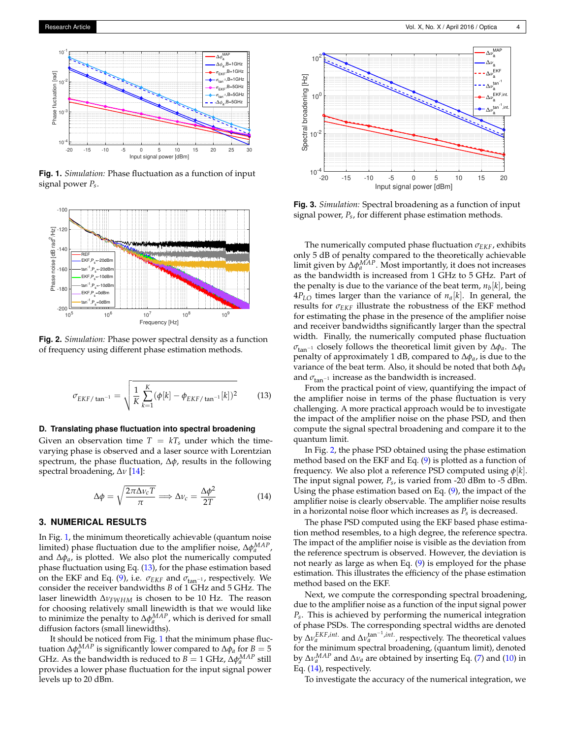**Fig. 1.** *Simulation:* Phase fluctuation as a function of input signal power $P_s$.

**Fig. 2.** *Simulation:* Phase power spectral density as a function of frequency using different phase estimation methods.

$$
\sigma_{EKF/\tan^{-1}} = \sqrt{\frac{1}{K}\sum_{k=1}^{K}(\phi[k] - \phi_{EKF/\tan^{-1}}[k])^2} \qquad (13)
$$

### D. Translating phase fluctuation into spectral broadening

Given an observation time $T = kT_s$ under which the time-varying phase is observed and a laser source with Lorentzian spectrum, the phase fluctuation, $\Delta\phi$, results in the following spectral broadening, $\Delta\nu$ [14]:

$$
\Delta\phi = \sqrt{\frac{2\pi\Delta\nu_c T}{\pi}} \Longrightarrow \Delta\nu_c = \frac{\Delta\phi^2}{2T} \qquad (14)
$$

## 3. NUMERICAL RESULTS

In Fig. 1, the minimum theoretically achievable (quantum noise limited) phase fluctuation due to the amplifier noise, $\Delta\phi_a^{MAP}$, and $\Delta\phi_a$, is plotted. We also plot the numerically computed phase fluctuation using Eq. (13), for the phase estimation based on the EKF and Eq. (9), i.e. $\sigma_{EKF}$ and $\sigma_{\tan^{-1}}$, respectively. We consider the receiver bandwidths $B$ of 1 GHz and 5 GHz. The laser linewidth $\Delta\nu_{FWHM}$ is chosen to be 10 Hz. The reason for choosing relatively small linewidth is that we would like to minimize the penalty to $\Delta\phi_a^{MAP}$, which is derived for small diffusion factors (small linewidths).

It should be noticed from Fig. 1 that the minimum phase fluctuation $\Delta\phi_a^{MAP}$ is significantly lower compared to $\Delta\phi_a$ for $B = 5$ GHz. As the bandwidth is reduced to $B = 1$ GHz, $\Delta\phi_a^{MAP}$ still provides a lower phase fluctuation for the input signal power levels up to 20 dBm.

**Fig. 3.** *Simulation:* Spectral broadening as a function of input signal power, $P_s$, for different phase estimation methods.

The numerically computed phase fluctuation $\sigma_{EKF}$, exhibits only 5 dB of penalty compared to the theoretically achievable limit given by $\Delta\phi_a^{MAP}$. Most importantly, it does not increases as the bandwidth is increased from 1 GHz to 5 GHz. Part of the penalty is due to the variance of the beat term, $n_b[k]$, being $4P_{LO}$ times larger than the variance of $n_a[k]$. In general, the results for $\sigma_{EKF}$ illustrate the robustness of the EKF method for estimating the phase in the presence of the amplifier noise and receiver bandwidths significantly larger than the spectral width. Finally, the numerically computed phase fluctuation $\sigma_{\tan^{-1}}$ closely follows the theoretical limit given by $\Delta\phi_a$. The penalty of approximately 1 dB, compared to $\Delta\phi_a$, is due to the variance of the beat term. Also, it should be noted that both $\Delta\phi_a$ and $\sigma_{\tan^{-1}}$ increase as the bandwidth is increased.

From the practical point of view, quantifying the impact of the amplifier noise in terms of the phase fluctuation is very challenging. A more practical approach would be to investigate the impact of the amplifier noise on the phase PSD, and then compute the signal spectral broadening and compare it to the quantum limit.

In Fig. 2, the phase PSD obtained using the phase estimation method based on the EKF and Eq. (9) is plotted as a function of frequency. We also plot a reference PSD computed using $\phi[k]$. The input signal power, $P_s$, is varied from -20 dBm to -5 dBm. Using the phase estimation based on Eq. (9), the impact of the amplifier noise is clearly observable. The amplifier noise results in a horizontal noise floor which increases as $P_s$ is decreased.

The phase PSD computed using the EKF based phase estimation method resembles, to a high degree, the reference spectra. The impact of the amplifier noise is visible as the deviation from the reference spectrum is observed. However, the deviation is not nearly as large as when Eq. (9) is employed for the phase estimation. This illustrates the efficiency of the phase estimation method based on the EKF.

Next, we compute the corresponding spectral broadening, due to the amplifier noise as a function of the input signal power $P_s$. This is achieved by performing the numerical integration of phase PSDs. The corresponding spectral widths are denoted by $\Delta\nu_a^{EKF,int.}$ and $\Delta\nu_a^{\tan^{-1},int.}$, respectively. The theoretical values for the minimum spectral broadening, (quantum limit), denoted by $\Delta\nu_a^{MAP}$ and $\Delta\nu_a$ are obtained by inserting Eq. (7) and (10) in Eq. (14), respectively.

To investigate the accuracy of the numerical integration, we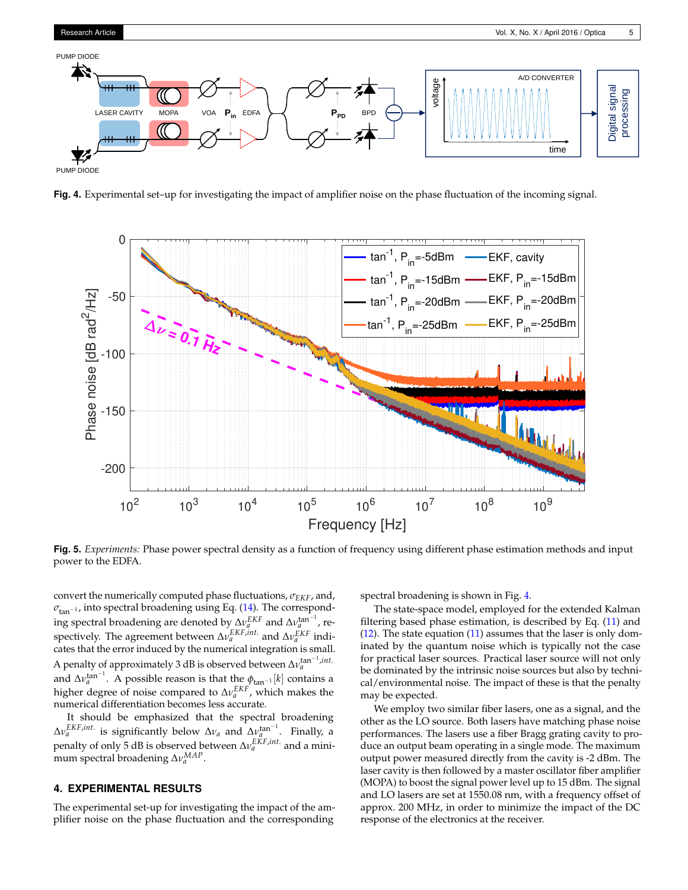**Fig. 4.** Experimental set–up for investigating the impact of amplifier noise on the phase fluctuation of the incoming signal.

**Fig. 5.** *Experiments:* Phase power spectral density as a function of frequency using different phase estimation methods and input power to the EDFA.

convert the numerically computed phase fluctuations, $\sigma_{EKF}$, and, $\sigma_{\tan^{-1}}$, into spectral broadening using Eq. (14). The corresponding spectral broadening are denoted by $\Delta\nu_a^{EKF}$ and $\Delta\nu_a^{\tan^{-1}}$, respectively. The agreement between $\Delta\nu_a^{EKF,int.}$ and $\Delta\nu_a^{EKF}$ indicates that the error induced by the numerical integration is small. A penalty of approximately 3 dB is observed between $\Delta\nu_a^{\tan^{-1},int.}$ and $\Delta\nu_a^{\tan^{-1}}$. A possible reason is that the $\phi_{\tan^{-1}}[k]$ contains a higher degree of noise compared to $\Delta\nu_a^{EKF}$, which makes the numerical differentiation becomes less accurate.

It should be emphasized that the spectral broadening $\Delta\nu_a^{EKF,int.}$ is significantly below $\Delta\nu_a$ and $\Delta\nu_a^{\tan^{-1}}$. Finally, a penalty of only 5 dB is observed between $\Delta\nu_a^{EKF,int.}$ and a minimum spectral broadening $\Delta\nu_a^{MAP}$.

## 4. EXPERIMENTAL RESULTS

The experimental set-up for investigating the impact of the amplifier noise on the phase fluctuation and the corresponding spectral broadening is shown in Fig. 4.

The state-space model, employed for the extended Kalman filtering based phase estimation, is described by Eq. (11) and (12). The state equation (11) assumes that the laser is only dominated by the quantum noise which is typically not the case for practical laser sources. Practical laser source will not only be dominated by the intrinsic noise sources but also by technical/environmental noise. The impact of these is that the penalty may be expected.

We employ two similar fiber lasers, one as a signal, and the other as the LO source. Both lasers have matching phase noise performances. The lasers use a fiber Bragg grating cavity to produce an output beam operating in a single mode. The maximum output power measured directly from the cavity is -2 dBm. The laser cavity is then followed by a master oscillator fiber amplifier (MOPA) to boost the signal power level up to 15 dBm. The signal and LO lasers are set at 1550.08 nm, with a frequency offset of approx. 200 MHz, in order to minimize the impact of the DC response of the electronics at the receiver.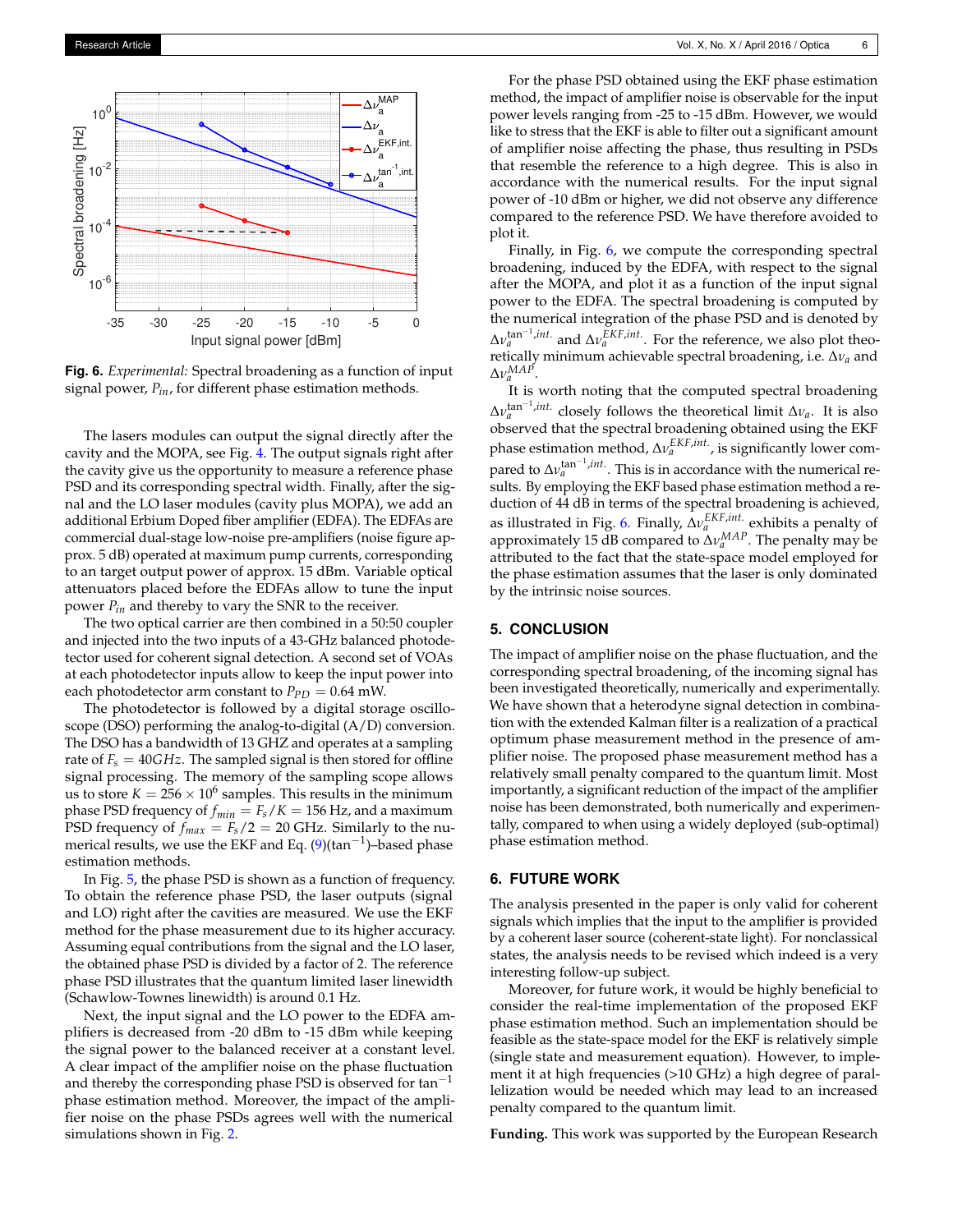**Fig. 6.** *Experimental:* Spectral broadening as a function of input signal power, $P_{in}$, for different phase estimation methods.

The lasers modules can output the signal directly after the cavity and the MOPA, see Fig. 4. The output signals right after the cavity give us the opportunity to measure a reference phase PSD and its corresponding spectral width. Finally, after the signal and the LO laser modules (cavity plus MOPA), we add an additional Erbium Doped fiber amplifier (EDFA). The EDFAs are commercial dual-stage low-noise pre-amplifiers (noise figure approx. 5 dB) operated at maximum pump currents, corresponding to an target output power of approx. 15 dBm. Variable optical attenuators placed before the EDFAs allow to tune the input power $P_{in}$ and thereby to vary the SNR to the receiver.

The two optical carrier are then combined in a 50:50 coupler and injected into the two inputs of a 43-GHz balanced photodetector used for coherent signal detection. A second set of VOAs at each photodetector inputs allow to keep the input power into each photodetector arm constant to $P_{PD} = 0.64$ mW.

The photodetector is followed by a digital storage oscilloscope (DSO) performing the analog-to-digital (A/D) conversion. The DSO has a bandwidth of 13 GHZ and operates at a sampling rate of $F_s = 40GHz$. The sampled signal is then stored for offline signal processing. The memory of the sampling scope allows us to store $K = 256 \times 10^6$ samples. This results in the minimum phase PSD frequency of $f_{min} = F_s/K = 156$ Hz, and a maximum PSD frequency of $f_{max} = F_s/2 = 20$ GHz. Similarly to the numerical results, we use the EKF and Eq. (9)($\tan^{-1}$)–based phase estimation methods.

In Fig. 5, the phase PSD is shown as a function of frequency. To obtain the reference phase PSD, the laser outputs (signal and LO) right after the cavities are measured. We use the EKF method for the phase measurement due to its higher accuracy. Assuming equal contributions from the signal and the LO laser, the obtained phase PSD is divided by a factor of 2. The reference phase PSD illustrates that the quantum limited laser linewidth (Schawlow-Townes linewidth) is around 0.1 Hz.

Next, the input signal and the LO power to the EDFA amplifiers is decreased from -20 dBm to -15 dBm while keeping the signal power to the balanced receiver at a constant level. A clear impact of the amplifier noise on the phase fluctuation and thereby the corresponding phase PSD is observed for $\tan^{-1}$ phase estimation method. Moreover, the impact of the amplifier noise on the phase PSDs agrees well with the numerical simulations shown in Fig. 2.

For the phase PSD obtained using the EKF phase estimation method, the impact of amplifier noise is observable for the input power levels ranging from -25 to -15 dBm. However, we would like to stress that the EKF is able to filter out a significant amount of amplifier noise affecting the phase, thus resulting in PSDs that resemble the reference to a high degree. This is also in accordance with the numerical results. For the input signal power of -10 dBm or higher, we did not observe any difference compared to the reference PSD. We have therefore avoided to plot it.

Finally, in Fig. 6, we compute the corresponding spectral broadening, induced by the EDFA, with respect to the signal after the MOPA, and plot it as a function of the input signal power to the EDFA. The spectral broadening is computed by the numerical integration of the phase PSD and is denoted by $\Delta\nu_a^{\tan^{-1},int.}$ and $\Delta\nu_a^{EKF,int.}$. For the reference, we also plot theoretically minimum achievable spectral broadening, i.e. $\Delta\nu_a$ and $\Delta\nu_a^{MAP}$.

It is worth noting that the computed spectral broadening $\Delta\nu_a^{\tan^{-1},int.}$ closely follows the theoretical limit $\Delta\nu_a$. It is also observed that the spectral broadening obtained using the EKF phase estimation method, $\Delta\nu_a^{EKF,int.}$, is significantly lower compared to $\Delta\nu_a^{\tan^{-1},int.}$. This is in accordance with the numerical results. By employing the EKF based phase estimation method a reduction of 44 dB in terms of the spectral broadening is achieved, as illustrated in Fig. 6. Finally, $\Delta\nu_a^{EKF,int.}$ exhibits a penalty of approximately 15 dB compared to $\Delta\nu_a^{MAP}$. The penalty may be attributed to the fact that the state-space model employed for the phase estimation assumes that the laser is only dominated by the intrinsic noise sources.

## 5. CONCLUSION

The impact of amplifier noise on the phase fluctuation, and the corresponding spectral broadening, of the incoming signal has been investigated theoretically, numerically and experimentally. We have shown that a heterodyne signal detection in combination with the extended Kalman filter is a realization of a practical optimum phase measurement method in the presence of amplifier noise. The proposed phase measurement method has a relatively small penalty compared to the quantum limit. Most importantly, a significant reduction of the impact of the amplifier noise has been demonstrated, both numerically and experimentally, compared to when using a widely deployed (sub-optimal) phase estimation method.

## 6. FUTURE WORK

The analysis presented in the paper is only valid for coherent signals which implies that the input to the amplifier is provided by a coherent laser source (coherent-state light). For nonclassical states, the analysis needs to be revised which indeed is a very interesting follow-up subject.

Moreover, for future work, it would be highly beneficial to consider the real-time implementation of the proposed EKF phase estimation method. Such an implementation should be feasible as the state-space model for the EKF is relatively simple (single state and measurement equation). However, to implement it at high frequencies (>10 GHz) a high degree of parallelization would be needed which may lead to an increased penalty compared to the quantum limit.

**Funding.** This work was supported by the European Research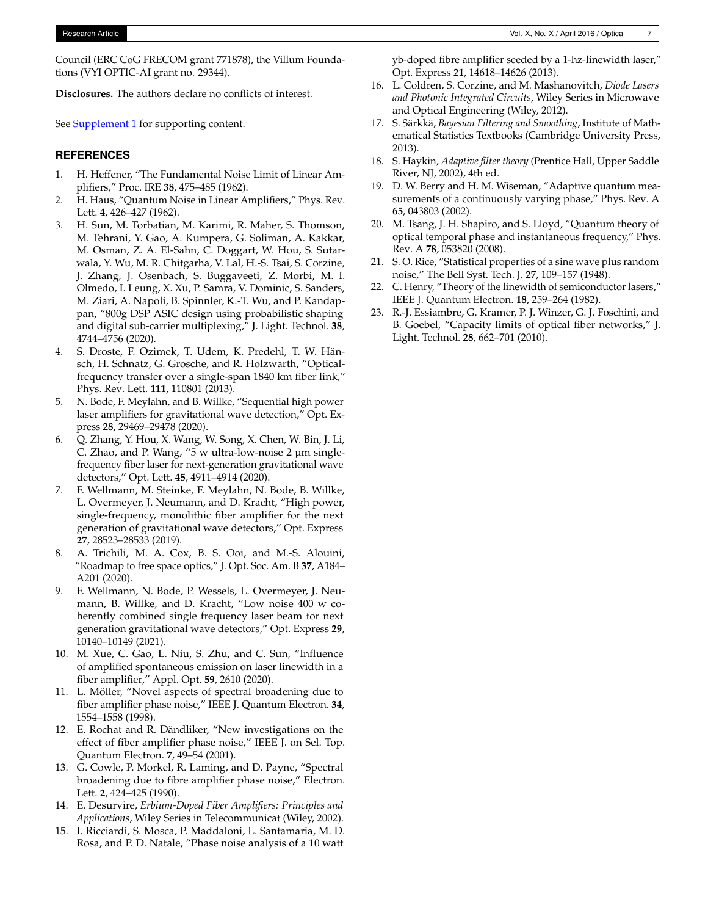Council (ERC CoG FRECOM grant 771878), the Villum Foundations (VYI OPTIC-AI grant no. 29344).

**Disclosures.** The authors declare no conflicts of interest.

See Supplement 1 for supporting content.

## REFERENCES

1. H. Heffener, "The Fundamental Noise Limit of Linear Amplifiers," Proc. IRE **38**, 475–485 (1962).
2. H. Haus, "Quantum Noise in Linear Amplifiers," Phys. Rev. Lett. **4**, 426–427 (1962).
3. H. Sun, M. Torbatian, M. Karimi, R. Maher, S. Thomson, M. Tehrani, Y. Gao, A. Kumpera, G. Soliman, A. Kakkar, M. Osman, Z. A. El-Sahn, C. Doggart, W. Hou, S. Sutarwala, Y. Wu, M. R. Chitgarha, V. Lal, H.-S. Tsai, S. Corzine, J. Zhang, J. Osenbach, S. Buggaveeti, Z. Morbi, M. I. Olmedo, I. Leung, X. Xu, P. Samra, V. Dominic, S. Sanders, M. Ziari, A. Napoli, B. Spinnler, K.-T. Wu, and P. Kandappan, "800g DSP ASIC design using probabilistic shaping and digital sub-carrier multiplexing," J. Light. Technol. **38**, 4744–4756 (2020).
4. S. Droste, F. Ozimek, T. Udem, K. Predehl, T. W. Hänsch, H. Schnatz, G. Grosche, and R. Holzwarth, "Optical-frequency transfer over a single-span 1840 km fiber link," Phys. Rev. Lett. **111**, 110801 (2013).
5. N. Bode, F. Meylahn, and B. Willke, "Sequential high power laser amplifiers for gravitational wave detection," Opt. Express **28**, 29469–29478 (2020).
6. Q. Zhang, Y. Hou, X. Wang, W. Song, X. Chen, W. Bin, J. Li, C. Zhao, and P. Wang, "5 w ultra-low-noise 2 μm single-frequency fiber laser for next-generation gravitational wave detectors," Opt. Lett. **45**, 4911–4914 (2020).
7. F. Wellmann, M. Steinke, F. Meylahn, N. Bode, B. Willke, L. Overmeyer, J. Neumann, and D. Kracht, "High power, single-frequency, monolithic fiber amplifier for the next generation of gravitational wave detectors," Opt. Express **27**, 28523–28533 (2019).
8. A. Trichili, M. A. Cox, B. S. Ooi, and M.-S. Alouini, "Roadmap to free space optics," J. Opt. Soc. Am. B **37**, A184–A201 (2020).
9. F. Wellmann, N. Bode, P. Wessels, L. Overmeyer, J. Neumann, B. Willke, and D. Kracht, "Low noise 400 w coherently combined single frequency laser beam for next generation gravitational wave detectors," Opt. Express **29**, 10140–10149 (2021).
10. M. Xue, C. Gao, L. Niu, S. Zhu, and C. Sun, "Influence of amplified spontaneous emission on laser linewidth in a fiber amplifier," Appl. Opt. **59**, 2610 (2020).
11. L. Möller, "Novel aspects of spectral broadening due to fiber amplifier phase noise," IEEE J. Quantum Electron. **34**, 1554–1558 (1998).
12. E. Rochat and R. Dändliker, "New investigations on the effect of fiber amplifier phase noise," IEEE J. on Sel. Top. Quantum Electron. **7**, 49–54 (2001).
13. G. Cowle, P. Morkel, R. Laming, and D. Payne, "Spectral broadening due to fibre amplifier phase noise," Electron. Lett. **2**, 424–425 (1990).
14. E. Desurvire, *Erbium-Doped Fiber Amplifiers: Principles and Applications*, Wiley Series in Telecommunicat (Wiley, 2002).
15. I. Ricciardi, S. Mosca, P. Maddaloni, L. Santamaria, M. D. Rosa, and P. D. Natale, "Phase noise analysis of a 10 watt yb-doped fibre amplifier seeded by a 1-hz-linewidth laser," Opt. Express **21**, 14618–14626 (2013).
16. L. Coldren, S. Corzine, and M. Mashanovitch, *Diode Lasers and Photonic Integrated Circuits*, Wiley Series in Microwave and Optical Engineering (Wiley, 2012).
17. S. Särkkä, *Bayesian Filtering and Smoothing*, Institute of Mathematical Statistics Textbooks (Cambridge University Press, 2013).
18. S. Haykin, *Adaptive filter theory* (Prentice Hall, Upper Saddle River, NJ, 2002), 4th ed.
19. D. W. Berry and H. M. Wiseman, "Adaptive quantum measurements of a continuously varying phase," Phys. Rev. A **65**, 043803 (2002).
20. M. Tsang, J. H. Shapiro, and S. Lloyd, "Quantum theory of optical temporal phase and instantaneous frequency," Phys. Rev. A **78**, 053820 (2008).
21. S. O. Rice, "Statistical properties of a sine wave plus random noise," The Bell Syst. Tech. J. **27**, 109–157 (1948).
22. C. Henry, "Theory of the linewidth of semiconductor lasers," IEEE J. Quantum Electron. **18**, 259–264 (1982).
23. R.-J. Essiambre, G. Kramer, P. J. Winzer, G. J. Foschini, and B. Goebel, "Capacity limits of optical fiber networks," J. Light. Technol. **28**, 662–701 (2010).